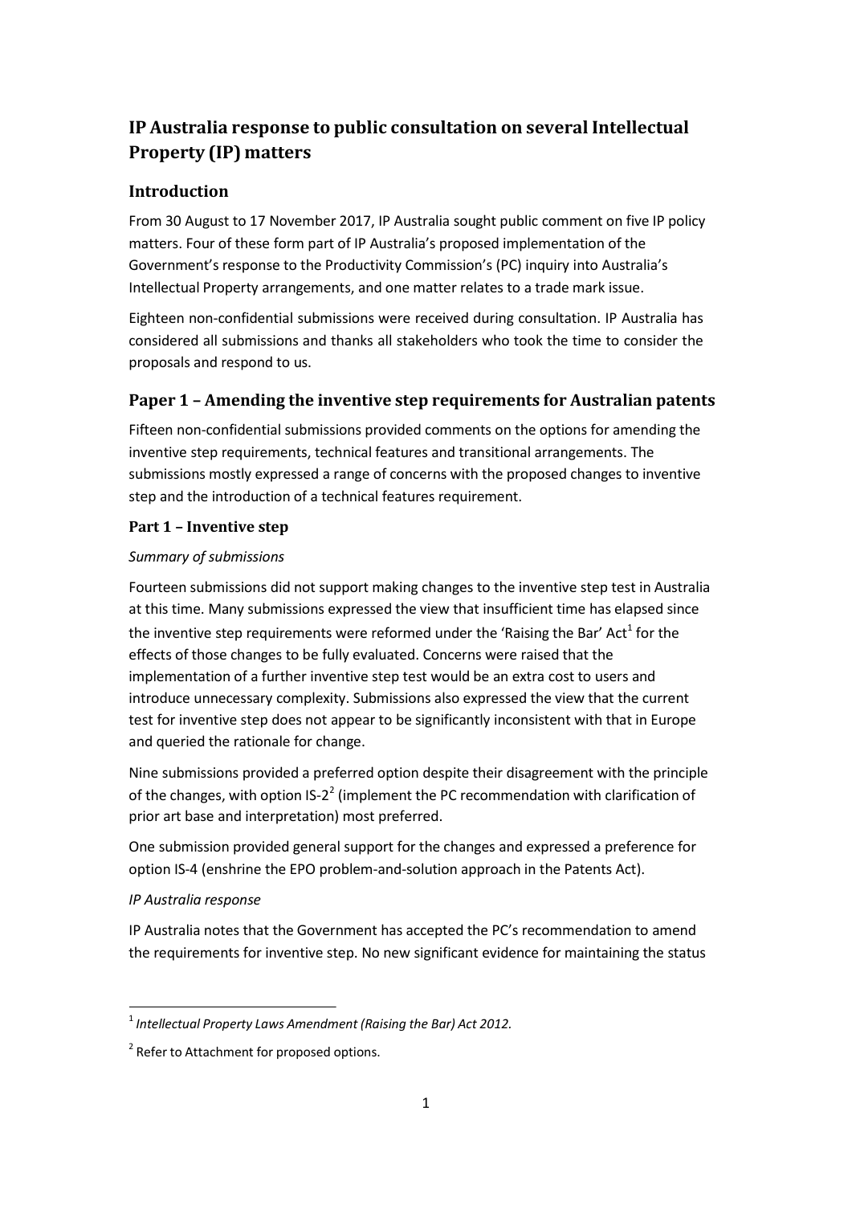# IP Australia response to public consultation on several Intellectual Property (IP) matters

## Introduction

From 30 August to 17 November 2017, IP Australia sought public comment on five IP policy matters. Four of these form part of IP Australia's proposed implementation of the Government's response to the Productivity Commission's (PC) inquiry into Australia's Intellectual Property arrangements, and one matter relates to a trade mark issue.

Eighteen non-confidential submissions were received during consultation. IP Australia has considered all submissions and thanks all stakeholders who took the time to consider the proposals and respond to us.

## Paper 1 – Amending the inventive step requirements for Australian patents

Fifteen non-confidential submissions provided comments on the options for amending the inventive step requirements, technical features and transitional arrangements. The submissions mostly expressed a range of concerns with the proposed changes to inventive step and the introduction of a technical features requirement.

### Part 1 – Inventive step

*Summary of submissions*

Fourteen submissions did not support making changes to the inventive step test in Australia at this time. Many submissions expressed the view that insufficient time has elapsed since the inventive step requirements were reformed under the 'Raising the Bar' Act[1] for the effects of those changes to be fully evaluated. Concerns were raised that the implementation of a further inventive step test would be an extra cost to users and introduce unnecessary complexity. Submissions also expressed the view that the current test for inventive step does not appear to be significantly inconsistent with that in Europe and queried the rationale for change.

Nine submissions provided a preferred option despite their disagreement with the principle of the changes, with option IS-2[2] (implement the PC recommendation with clarification of prior art base and interpretation) most preferred.

One submission provided general support for the changes and expressed a preference for option IS-4 (enshrine the EPO problem-and-solution approach in the Patents Act).

*IP Australia response*

IP Australia notes that the Government has accepted the PC's recommendation to amend the requirements for inventive step. No new significant evidence for maintaining the status

[1] *Intellectual Property Laws Amendment (Raising the Bar) Act 2012.*

[2] Refer to Attachment for proposed options.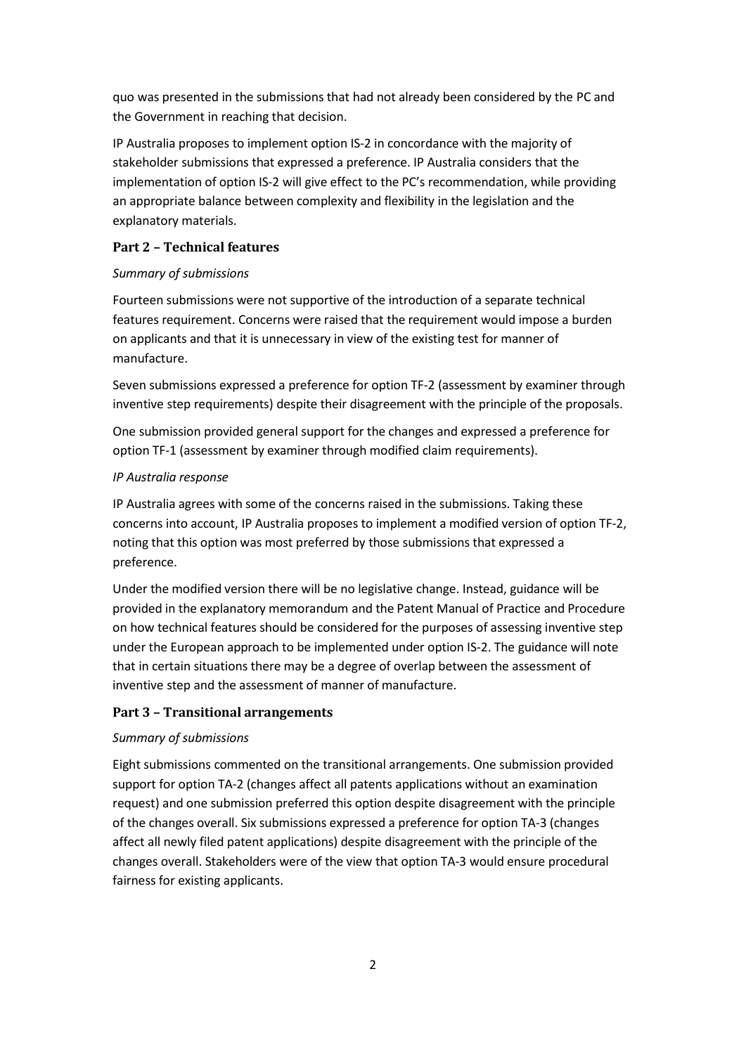quo was presented in the submissions that had not already been considered by the PC and the Government in reaching that decision.

IP Australia proposes to implement option IS-2 in concordance with the majority of stakeholder submissions that expressed a preference. IP Australia considers that the implementation of option IS-2 will give effect to the PC's recommendation, while providing an appropriate balance between complexity and flexibility in the legislation and the explanatory materials.

### Part 2 – Technical features

*Summary of submissions*

Fourteen submissions were not supportive of the introduction of a separate technical features requirement. Concerns were raised that the requirement would impose a burden on applicants and that it is unnecessary in view of the existing test for manner of manufacture.

Seven submissions expressed a preference for option TF-2 (assessment by examiner through inventive step requirements) despite their disagreement with the principle of the proposals.

One submission provided general support for the changes and expressed a preference for option TF-1 (assessment by examiner through modified claim requirements).

*IP Australia response*

IP Australia agrees with some of the concerns raised in the submissions. Taking these concerns into account, IP Australia proposes to implement a modified version of option TF-2, noting that this option was most preferred by those submissions that expressed a preference.

Under the modified version there will be no legislative change. Instead, guidance will be provided in the explanatory memorandum and the Patent Manual of Practice and Procedure on how technical features should be considered for the purposes of assessing inventive step under the European approach to be implemented under option IS-2. The guidance will note that in certain situations there may be a degree of overlap between the assessment of inventive step and the assessment of manner of manufacture.

### Part 3 – Transitional arrangements

*Summary of submissions*

Eight submissions commented on the transitional arrangements. One submission provided support for option TA-2 (changes affect all patents applications without an examination request) and one submission preferred this option despite disagreement with the principle of the changes overall. Six submissions expressed a preference for option TA-3 (changes affect all newly filed patent applications) despite disagreement with the principle of the changes overall. Stakeholders were of the view that option TA-3 would ensure procedural fairness for existing applicants.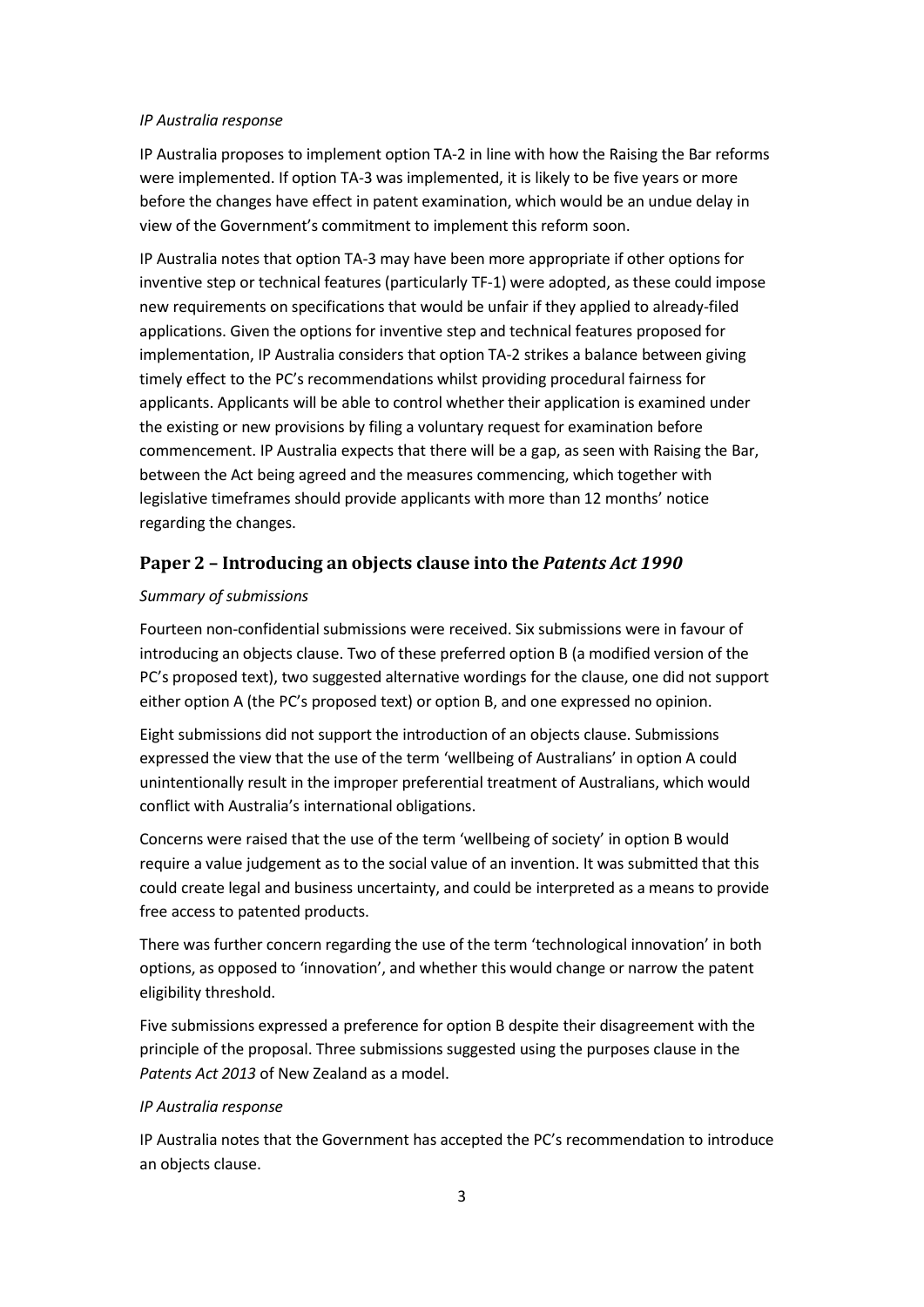*IP Australia response*

IP Australia proposes to implement option TA-2 in line with how the Raising the Bar reforms were implemented. If option TA-3 was implemented, it is likely to be five years or more before the changes have effect in patent examination, which would be an undue delay in view of the Government's commitment to implement this reform soon.

IP Australia notes that option TA-3 may have been more appropriate if other options for inventive step or technical features (particularly TF-1) were adopted, as these could impose new requirements on specifications that would be unfair if they applied to already-filed applications. Given the options for inventive step and technical features proposed for implementation, IP Australia considers that option TA-2 strikes a balance between giving timely effect to the PC's recommendations whilst providing procedural fairness for applicants. Applicants will be able to control whether their application is examined under the existing or new provisions by filing a voluntary request for examination before commencement. IP Australia expects that there will be a gap, as seen with Raising the Bar, between the Act being agreed and the measures commencing, which together with legislative timeframes should provide applicants with more than 12 months' notice regarding the changes.

## Paper 2 – Introducing an objects clause into the *Patents Act 1990*

*Summary of submissions*

Fourteen non-confidential submissions were received. Six submissions were in favour of introducing an objects clause. Two of these preferred option B (a modified version of the PC's proposed text), two suggested alternative wordings for the clause, one did not support either option A (the PC's proposed text) or option B, and one expressed no opinion.

Eight submissions did not support the introduction of an objects clause. Submissions expressed the view that the use of the term 'wellbeing of Australians' in option A could unintentionally result in the improper preferential treatment of Australians, which would conflict with Australia's international obligations.

Concerns were raised that the use of the term 'wellbeing of society' in option B would require a value judgement as to the social value of an invention. It was submitted that this could create legal and business uncertainty, and could be interpreted as a means to provide free access to patented products.

There was further concern regarding the use of the term 'technological innovation' in both options, as opposed to 'innovation', and whether this would change or narrow the patent eligibility threshold.

Five submissions expressed a preference for option B despite their disagreement with the principle of the proposal. Three submissions suggested using the purposes clause in the *Patents Act 2013* of New Zealand as a model.

*IP Australia response*

IP Australia notes that the Government has accepted the PC's recommendation to introduce an objects clause.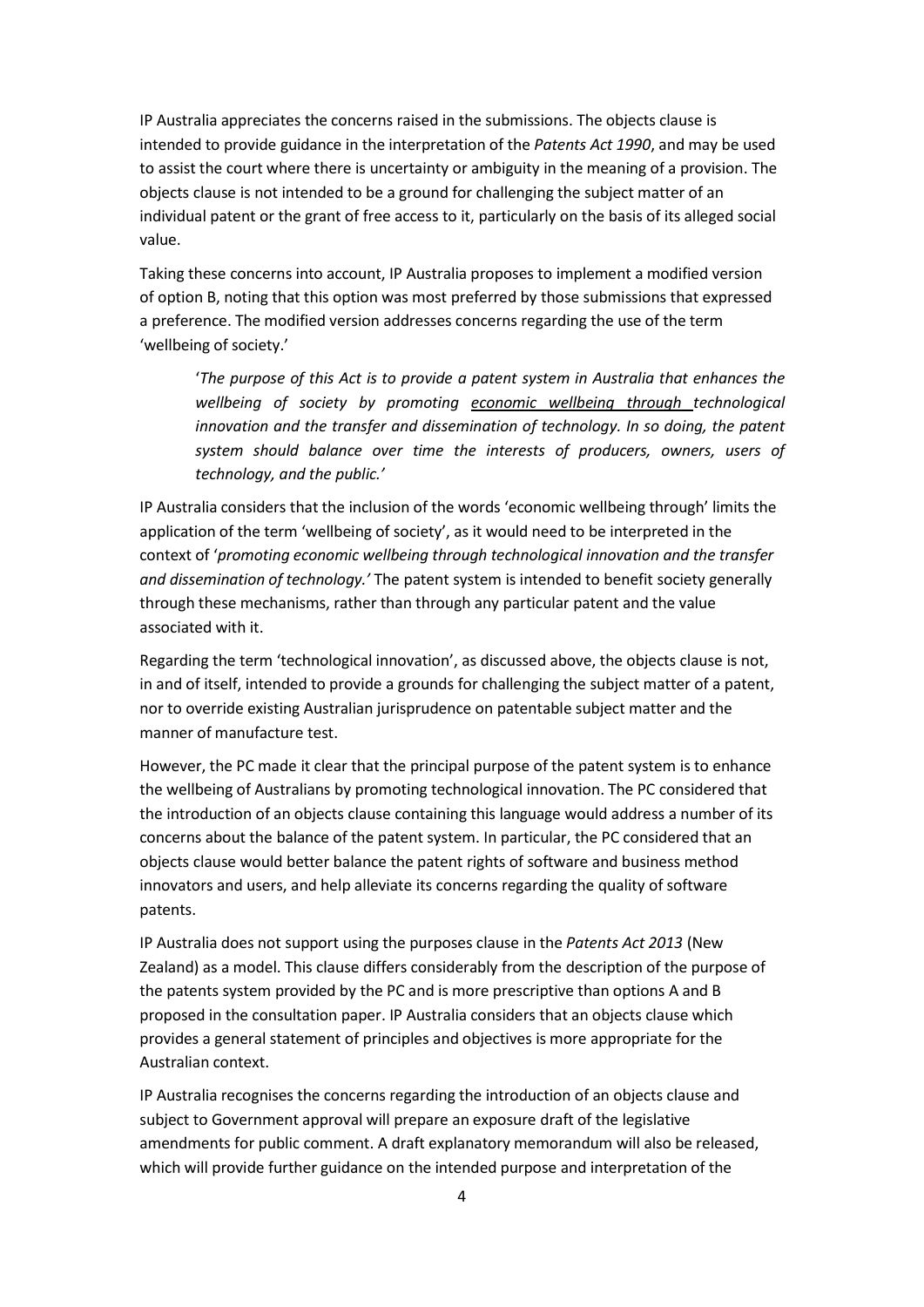IP Australia appreciates the concerns raised in the submissions. The objects clause is intended to provide guidance in the interpretation of the *Patents Act 1990*, and may be used to assist the court where there is uncertainty or ambiguity in the meaning of a provision. The objects clause is not intended to be a ground for challenging the subject matter of an individual patent or the grant of free access to it, particularly on the basis of its alleged social value.

Taking these concerns into account, IP Australia proposes to implement a modified version of option B, noting that this option was most preferred by those submissions that expressed a preference. The modified version addresses concerns regarding the use of the term 'wellbeing of society.'

> '*The purpose of this Act is to provide a patent system in Australia that enhances the wellbeing of society by promoting <u>economic wellbeing through</u> technological innovation and the transfer and dissemination of technology. In so doing, the patent system should balance over time the interests of producers, owners, users of technology, and the public.'*

IP Australia considers that the inclusion of the words 'economic wellbeing through' limits the application of the term 'wellbeing of society', as it would need to be interpreted in the context of '*promoting economic wellbeing through technological innovation and the transfer and dissemination of technology.'* The patent system is intended to benefit society generally through these mechanisms, rather than through any particular patent and the value associated with it.

Regarding the term 'technological innovation', as discussed above, the objects clause is not, in and of itself, intended to provide a grounds for challenging the subject matter of a patent, nor to override existing Australian jurisprudence on patentable subject matter and the manner of manufacture test.

However, the PC made it clear that the principal purpose of the patent system is to enhance the wellbeing of Australians by promoting technological innovation. The PC considered that the introduction of an objects clause containing this language would address a number of its concerns about the balance of the patent system. In particular, the PC considered that an objects clause would better balance the patent rights of software and business method innovators and users, and help alleviate its concerns regarding the quality of software patents.

IP Australia does not support using the purposes clause in the *Patents Act 2013* (New Zealand) as a model. This clause differs considerably from the description of the purpose of the patents system provided by the PC and is more prescriptive than options A and B proposed in the consultation paper. IP Australia considers that an objects clause which provides a general statement of principles and objectives is more appropriate for the Australian context.

IP Australia recognises the concerns regarding the introduction of an objects clause and subject to Government approval will prepare an exposure draft of the legislative amendments for public comment. A draft explanatory memorandum will also be released, which will provide further guidance on the intended purpose and interpretation of the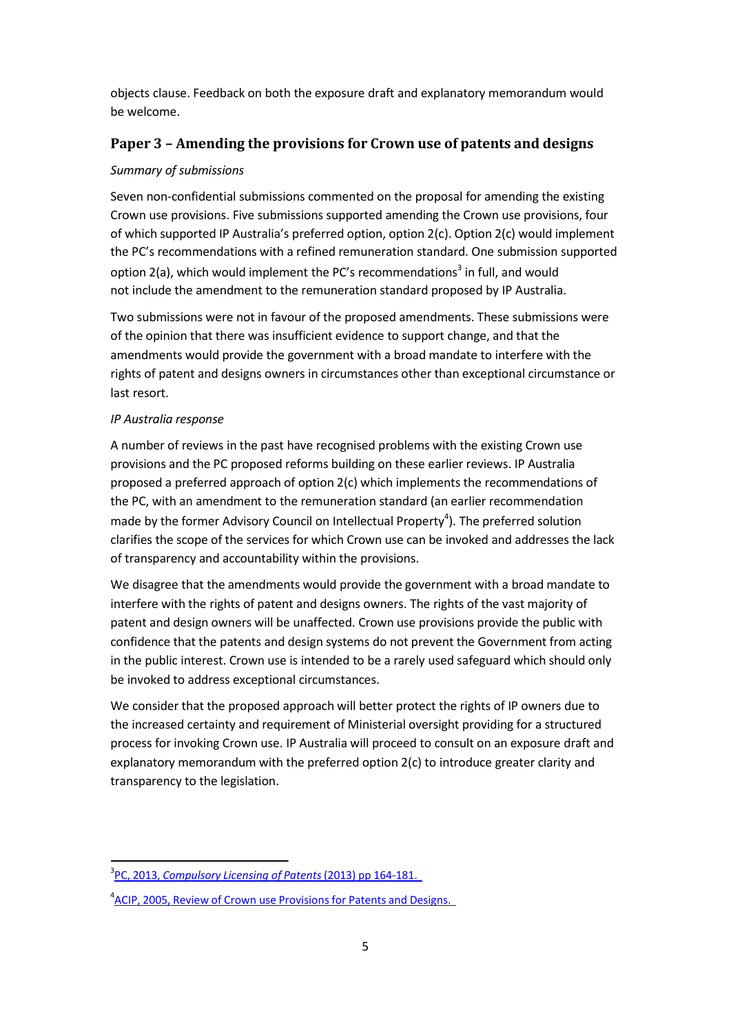objects clause. Feedback on both the exposure draft and explanatory memorandum would be welcome.

## Paper 3 – Amending the provisions for Crown use of patents and designs

*Summary of submissions*

Seven non-confidential submissions commented on the proposal for amending the existing Crown use provisions. Five submissions supported amending the Crown use provisions, four of which supported IP Australia's preferred option, option 2(c). Option 2(c) would implement the PC's recommendations with a refined remuneration standard. One submission supported option 2(a), which would implement the PC's recommendations[3] in full, and would not include the amendment to the remuneration standard proposed by IP Australia.

Two submissions were not in favour of the proposed amendments. These submissions were of the opinion that there was insufficient evidence to support change, and that the amendments would provide the government with a broad mandate to interfere with the rights of patent and designs owners in circumstances other than exceptional circumstance or last resort.

*IP Australia response*

A number of reviews in the past have recognised problems with the existing Crown use provisions and the PC proposed reforms building on these earlier reviews. IP Australia proposed a preferred approach of option 2(c) which implements the recommendations of the PC, with an amendment to the remuneration standard (an earlier recommendation made by the former Advisory Council on Intellectual Property[4]). The preferred solution clarifies the scope of the services for which Crown use can be invoked and addresses the lack of transparency and accountability within the provisions.

We disagree that the amendments would provide the government with a broad mandate to interfere with the rights of patent and designs owners. The rights of the vast majority of patent and design owners will be unaffected. Crown use provisions provide the public with confidence that the patents and design systems do not prevent the Government from acting in the public interest. Crown use is intended to be a rarely used safeguard which should only be invoked to address exceptional circumstances.

We consider that the proposed approach will better protect the rights of IP owners due to the increased certainty and requirement of Ministerial oversight providing for a structured process for invoking Crown use. IP Australia will proceed to consult on an exposure draft and explanatory memorandum with the preferred option 2(c) to introduce greater clarity and transparency to the legislation.

---

[3] PC, 2013, *Compulsory Licensing of Patents* (2013) pp 164-181.

[4] ACIP, 2005, Review of Crown use Provisions for Patents and Designs.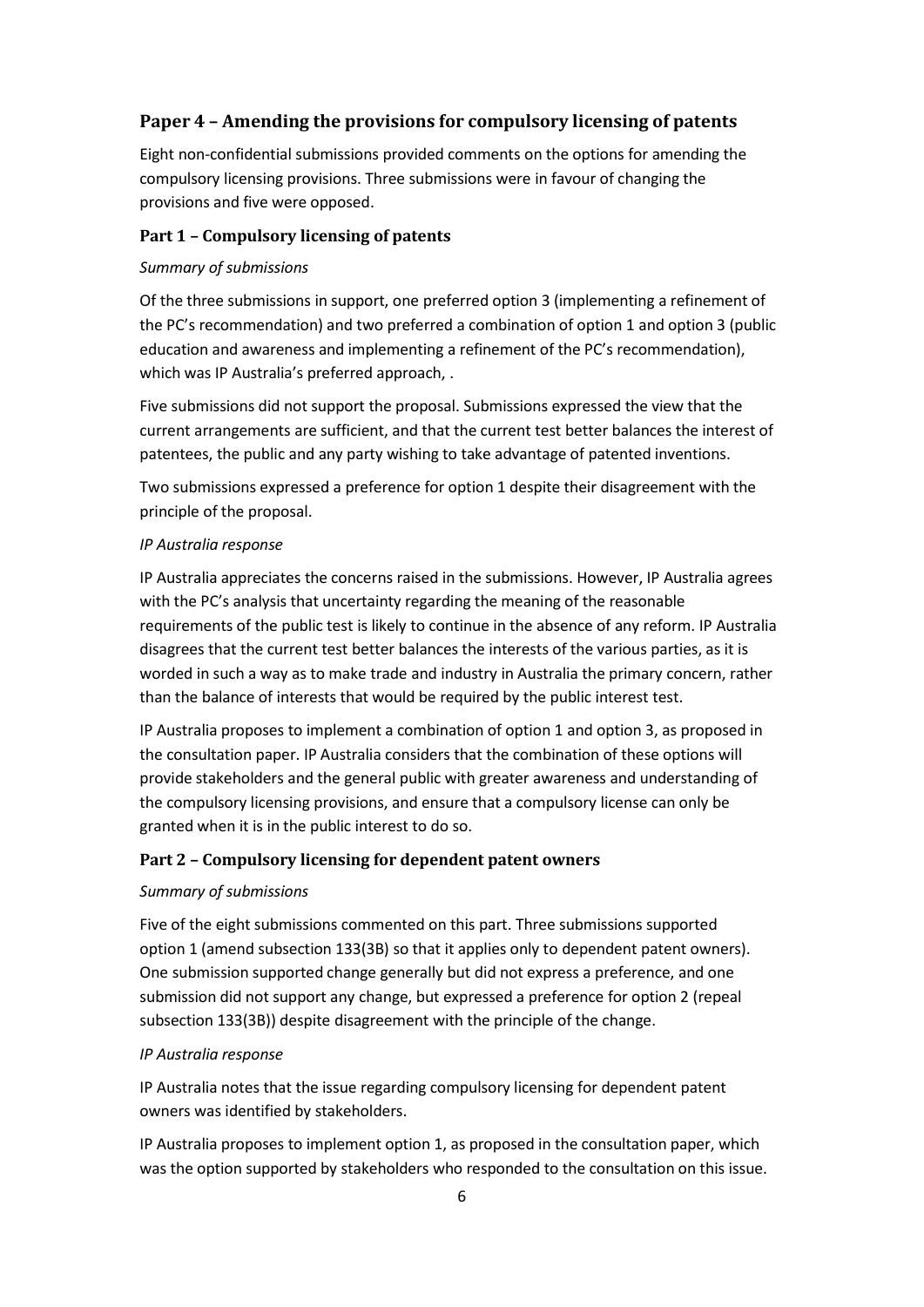## Paper 4 – Amending the provisions for compulsory licensing of patents

Eight non-confidential submissions provided comments on the options for amending the compulsory licensing provisions. Three submissions were in favour of changing the provisions and five were opposed.

### Part 1 – Compulsory licensing of patents

*Summary of submissions*

Of the three submissions in support, one preferred option 3 (implementing a refinement of the PC's recommendation) and two preferred a combination of option 1 and option 3 (public education and awareness and implementing a refinement of the PC's recommendation), which was IP Australia's preferred approach, .

Five submissions did not support the proposal. Submissions expressed the view that the current arrangements are sufficient, and that the current test better balances the interest of patentees, the public and any party wishing to take advantage of patented inventions.

Two submissions expressed a preference for option 1 despite their disagreement with the principle of the proposal.

*IP Australia response*

IP Australia appreciates the concerns raised in the submissions. However, IP Australia agrees with the PC's analysis that uncertainty regarding the meaning of the reasonable requirements of the public test is likely to continue in the absence of any reform. IP Australia disagrees that the current test better balances the interests of the various parties, as it is worded in such a way as to make trade and industry in Australia the primary concern, rather than the balance of interests that would be required by the public interest test.

IP Australia proposes to implement a combination of option 1 and option 3, as proposed in the consultation paper. IP Australia considers that the combination of these options will provide stakeholders and the general public with greater awareness and understanding of the compulsory licensing provisions, and ensure that a compulsory license can only be granted when it is in the public interest to do so.

### Part 2 – Compulsory licensing for dependent patent owners

*Summary of submissions*

Five of the eight submissions commented on this part. Three submissions supported option 1 (amend subsection 133(3B) so that it applies only to dependent patent owners). One submission supported change generally but did not express a preference, and one submission did not support any change, but expressed a preference for option 2 (repeal subsection 133(3B)) despite disagreement with the principle of the change.

*IP Australia response*

IP Australia notes that the issue regarding compulsory licensing for dependent patent owners was identified by stakeholders.

IP Australia proposes to implement option 1, as proposed in the consultation paper, which was the option supported by stakeholders who responded to the consultation on this issue.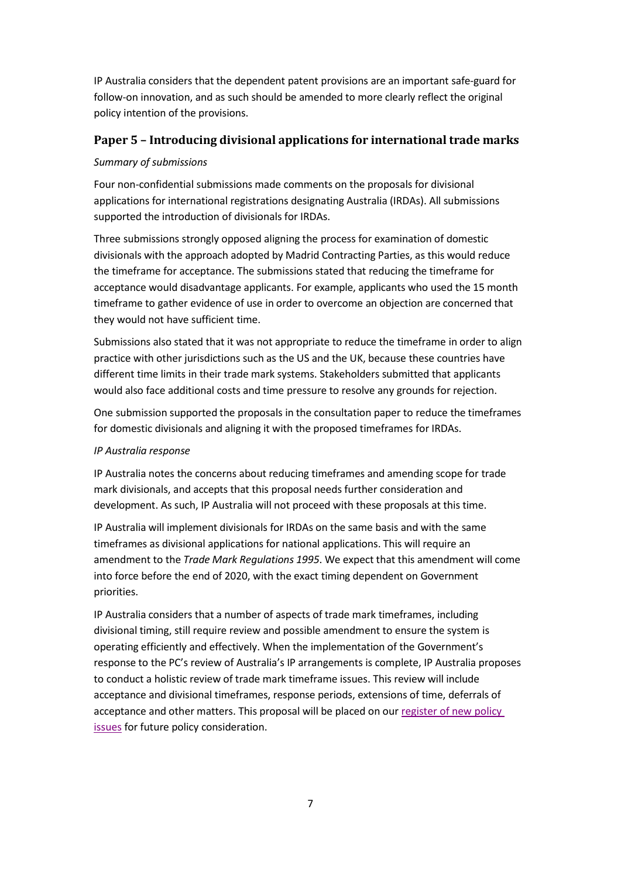IP Australia considers that the dependent patent provisions are an important safe-guard for follow-on innovation, and as such should be amended to more clearly reflect the original policy intention of the provisions.

## Paper 5 – Introducing divisional applications for international trade marks

*Summary of submissions*

Four non-confidential submissions made comments on the proposals for divisional applications for international registrations designating Australia (IRDAs). All submissions supported the introduction of divisionals for IRDAs.

Three submissions strongly opposed aligning the process for examination of domestic divisionals with the approach adopted by Madrid Contracting Parties, as this would reduce the timeframe for acceptance. The submissions stated that reducing the timeframe for acceptance would disadvantage applicants. For example, applicants who used the 15 month timeframe to gather evidence of use in order to overcome an objection are concerned that they would not have sufficient time.

Submissions also stated that it was not appropriate to reduce the timeframe in order to align practice with other jurisdictions such as the US and the UK, because these countries have different time limits in their trade mark systems. Stakeholders submitted that applicants would also face additional costs and time pressure to resolve any grounds for rejection.

One submission supported the proposals in the consultation paper to reduce the timeframes for domestic divisionals and aligning it with the proposed timeframes for IRDAs.

*IP Australia response*

IP Australia notes the concerns about reducing timeframes and amending scope for trade mark divisionals, and accepts that this proposal needs further consideration and development. As such, IP Australia will not proceed with these proposals at this time.

IP Australia will implement divisionals for IRDAs on the same basis and with the same timeframes as divisional applications for national applications. This will require an amendment to the *Trade Mark Regulations 1995*. We expect that this amendment will come into force before the end of 2020, with the exact timing dependent on Government priorities.

IP Australia considers that a number of aspects of trade mark timeframes, including divisional timing, still require review and possible amendment to ensure the system is operating efficiently and effectively. When the implementation of the Government's response to the PC's review of Australia's IP arrangements is complete, IP Australia proposes to conduct a holistic review of trade mark timeframe issues. This review will include acceptance and divisional timeframes, response periods, extensions of time, deferrals of acceptance and other matters. This proposal will be placed on our register of new policy issues for future policy consideration.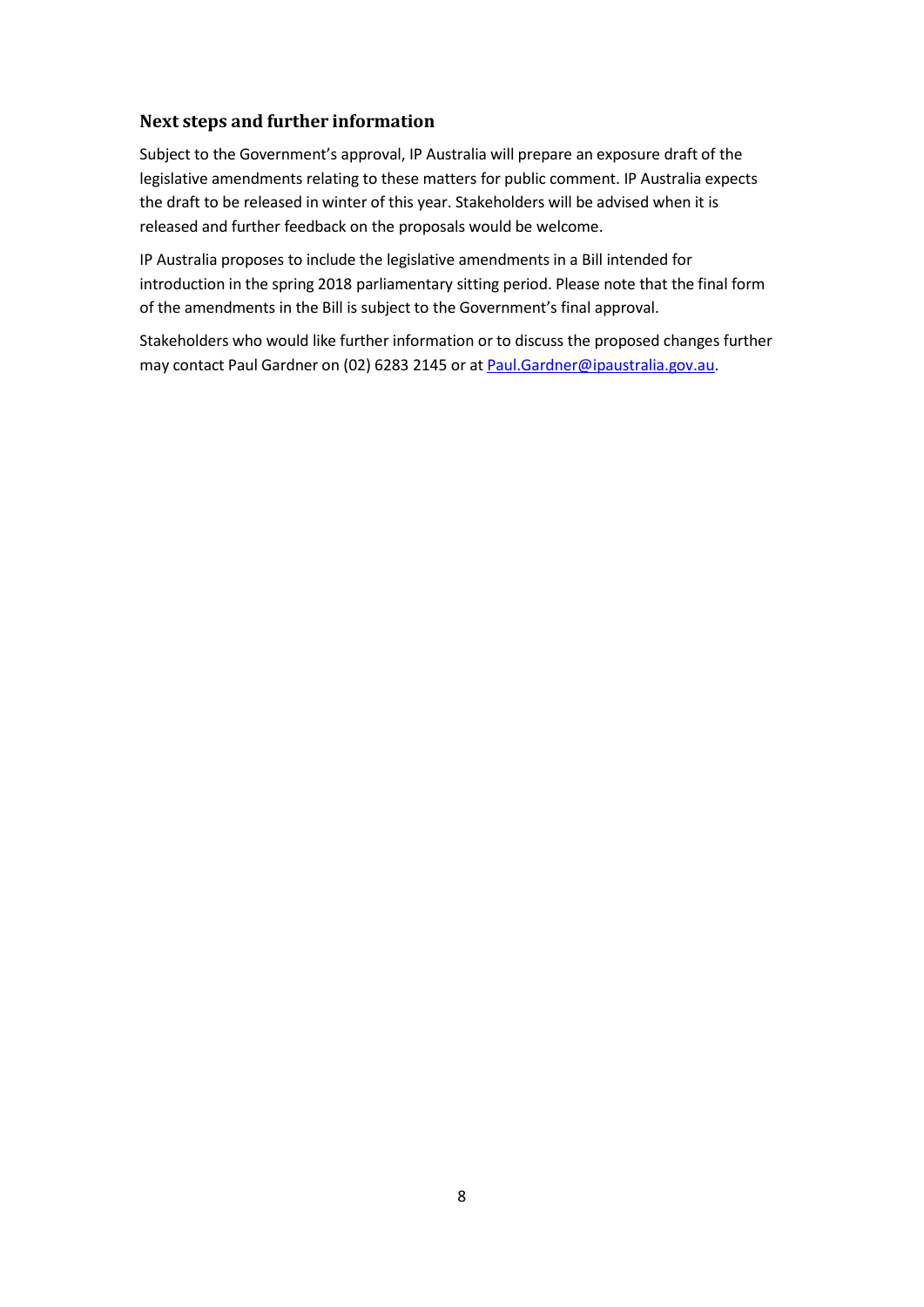## Next steps and further information

Subject to the Government's approval, IP Australia will prepare an exposure draft of the legislative amendments relating to these matters for public comment. IP Australia expects the draft to be released in winter of this year. Stakeholders will be advised when it is released and further feedback on the proposals would be welcome.

IP Australia proposes to include the legislative amendments in a Bill intended for introduction in the spring 2018 parliamentary sitting period. Please note that the final form of the amendments in the Bill is subject to the Government's final approval.

Stakeholders who would like further information or to discuss the proposed changes further may contact Paul Gardner on (02) 6283 2145 or at [Paul.Gardner@ipaustralia.gov.au](mailto:Paul.Gardner@ipaustralia.gov.au).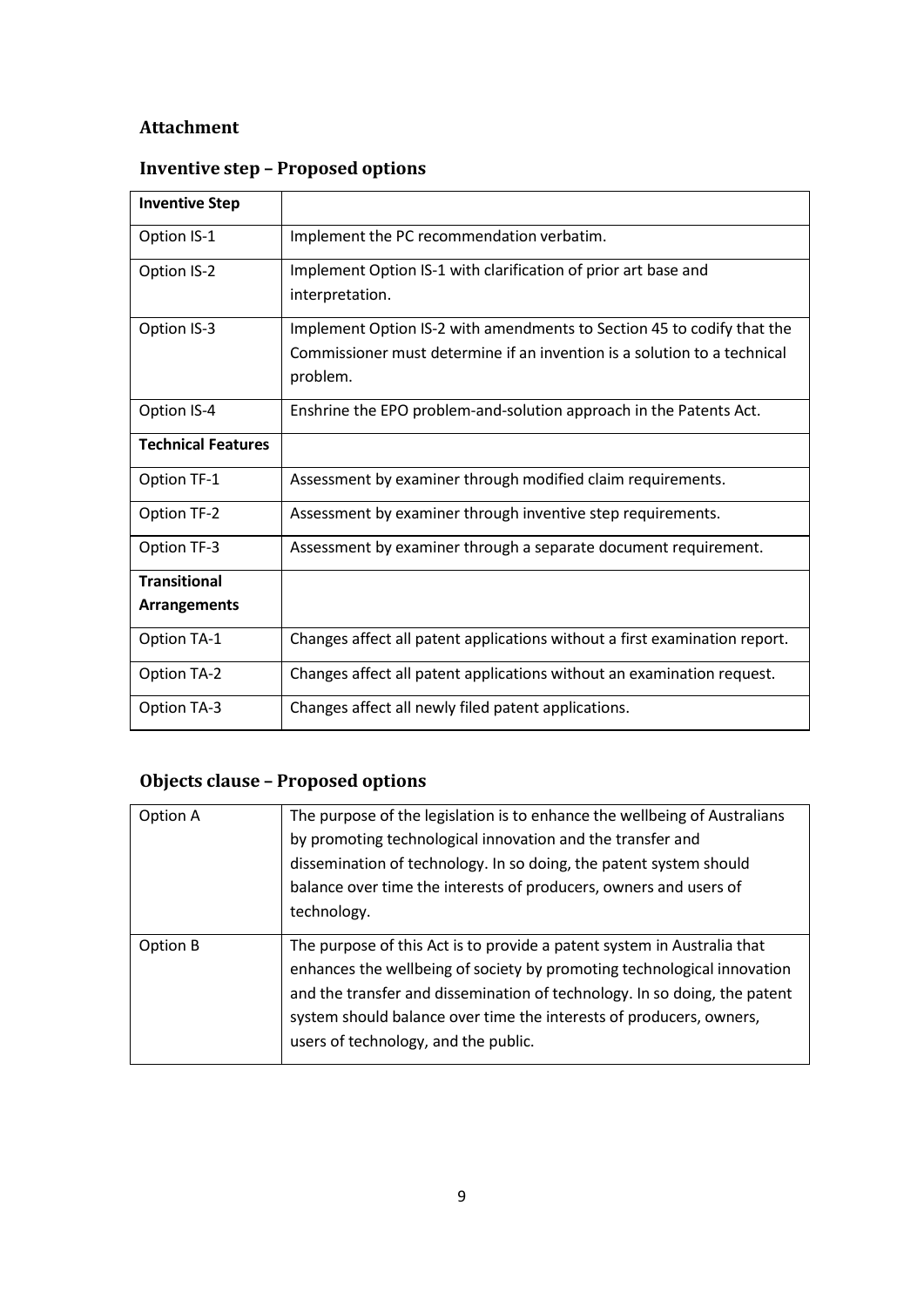## Attachment

## Inventive step – Proposed options

| **Inventive Step** | |
|---|---|
| Option IS-1 | Implement the PC recommendation verbatim. |
| Option IS-2 | Implement Option IS-1 with clarification of prior art base and interpretation. |
| Option IS-3 | Implement Option IS-2 with amendments to Section 45 to codify that the Commissioner must determine if an invention is a solution to a technical problem. |
| Option IS-4 | Enshrine the EPO problem-and-solution approach in the Patents Act. |
| **Technical Features** | |
| Option TF-1 | Assessment by examiner through modified claim requirements. |
| Option TF-2 | Assessment by examiner through inventive step requirements. |
| Option TF-3 | Assessment by examiner through a separate document requirement. |
| **Transitional Arrangements** | |
| Option TA-1 | Changes affect all patent applications without a first examination report. |
| Option TA-2 | Changes affect all patent applications without an examination request. |
| Option TA-3 | Changes affect all newly filed patent applications. |

## Objects clause – Proposed options

| | |
|---|---|
| Option A | The purpose of the legislation is to enhance the wellbeing of Australians by promoting technological innovation and the transfer and dissemination of technology. In so doing, the patent system should balance over time the interests of producers, owners and users of technology. |
| Option B | The purpose of this Act is to provide a patent system in Australia that enhances the wellbeing of society by promoting technological innovation and the transfer and dissemination of technology. In so doing, the patent system should balance over time the interests of producers, owners, users of technology, and the public. |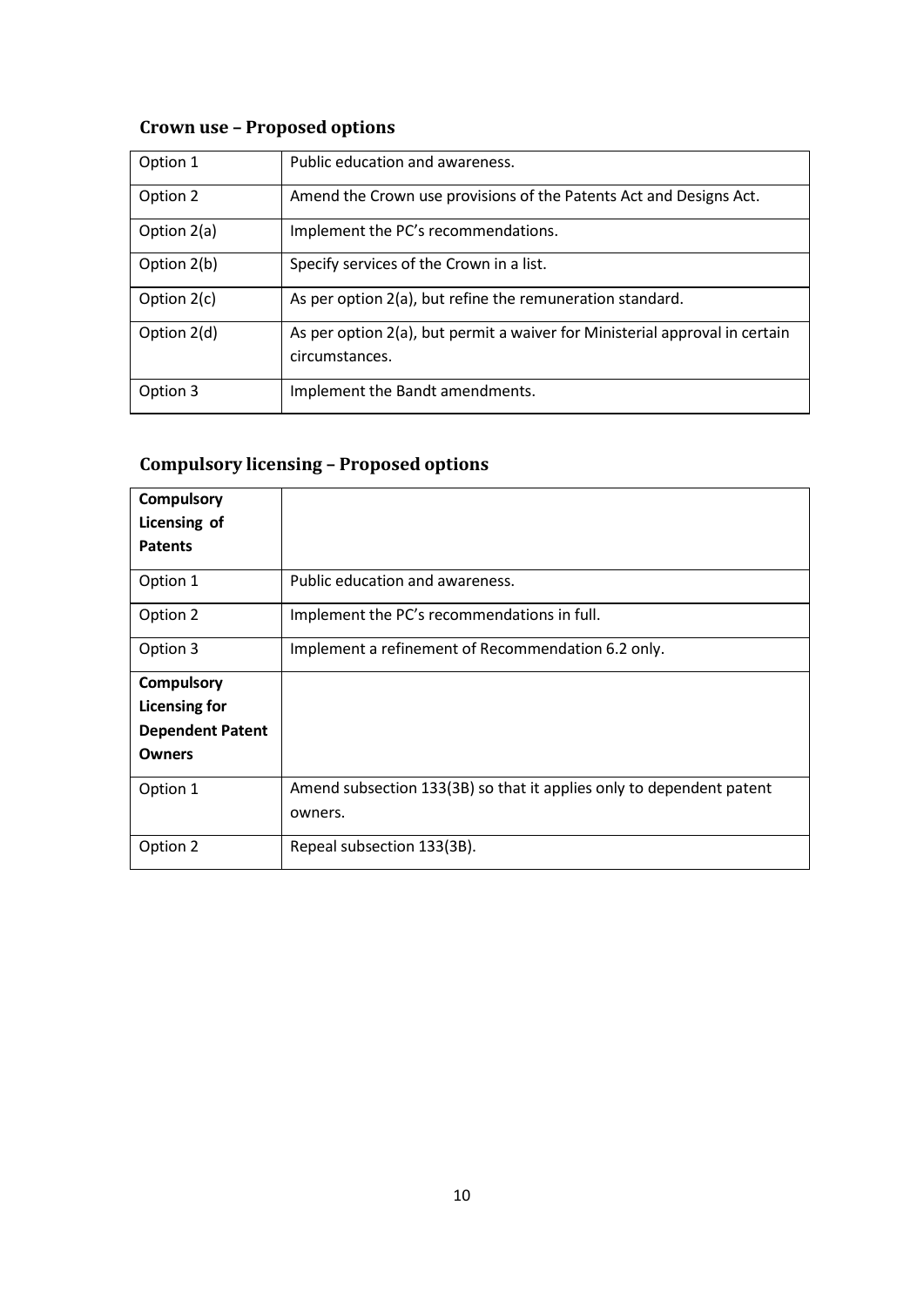## Crown use – Proposed options

| | |
|---|---|
| Option 1 | Public education and awareness. |
| Option 2 | Amend the Crown use provisions of the Patents Act and Designs Act. |
| Option 2(a) | Implement the PC's recommendations. |
| Option 2(b) | Specify services of the Crown in a list. |
| Option 2(c) | As per option 2(a), but refine the remuneration standard. |
| Option 2(d) | As per option 2(a), but permit a waiver for Ministerial approval in certain circumstances. |
| Option 3 | Implement the Bandt amendments. |

## Compulsory licensing – Proposed options

| | |
|---|---|
| **Compulsory Licensing of Patents** | |
| Option 1 | Public education and awareness. |
| Option 2 | Implement the PC's recommendations in full. |
| Option 3 | Implement a refinement of Recommendation 6.2 only. |
| **Compulsory Licensing for Dependent Patent Owners** | |
| Option 1 | Amend subsection 133(3B) so that it applies only to dependent patent owners. |
| Option 2 | Repeal subsection 133(3B). |